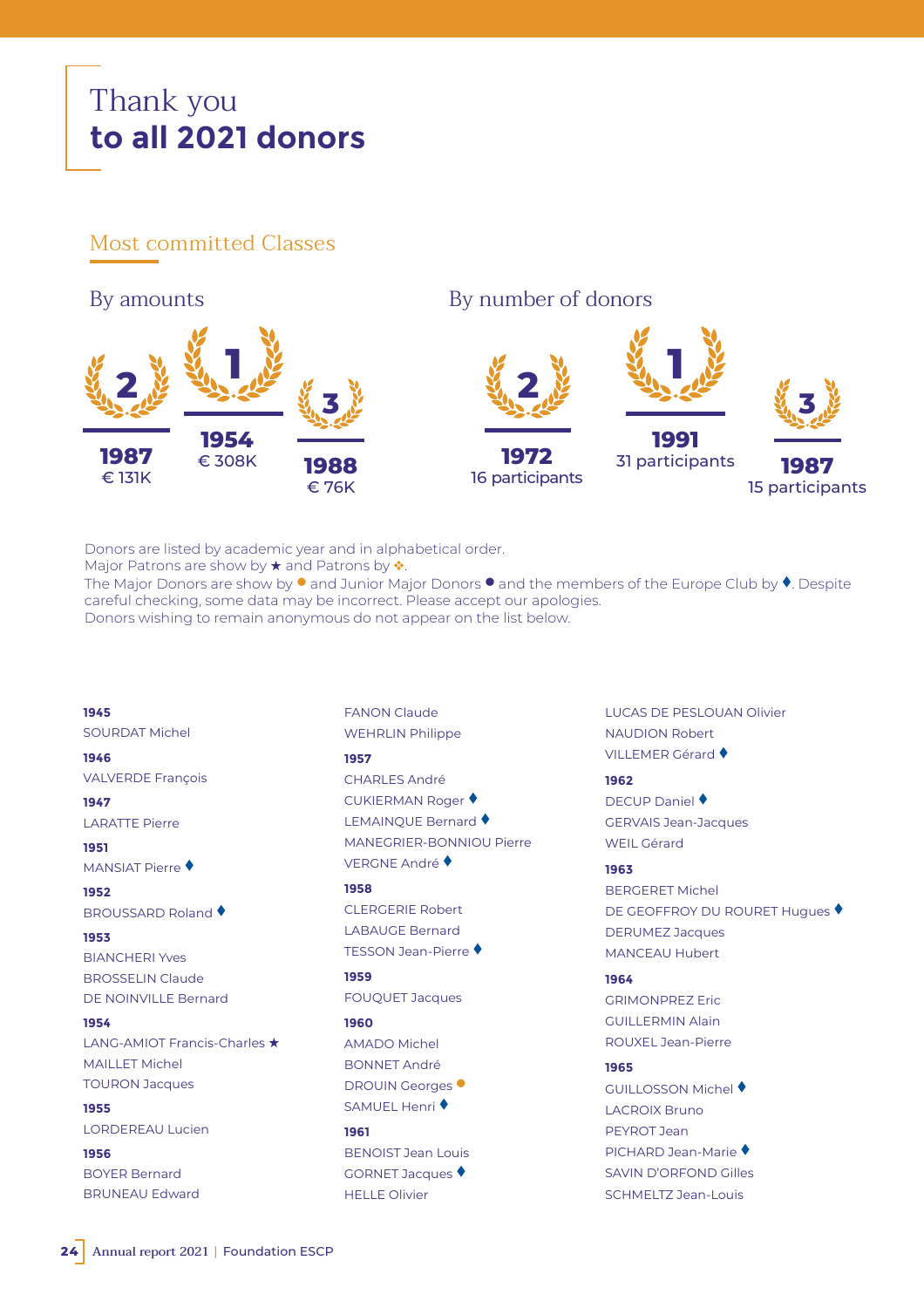# Thank you **to all 2021 donors**

## Most committed Classes

### By amounts

| Rank | Class | Amount |
|---|---|---|
| 1 | 1954 | € 308K |
| 2 | 1987 | € 131K |
| 3 | 1988 | € 76K |

### By number of donors

| Rank | Class | Participants |
|---|---|---|
| 1 | 1991 | 31 participants |
| 2 | 1972 | 16 participants |
| 3 | 1987 | 15 participants |

Donors are listed by academic year and in alphabetical order.
Major Patrons are show by ★ and Patrons by ❖.
The Major Donors are show by ● and Junior Major Donors ● and the members of the Europe Club by ♦. Despite careful checking, some data may be incorrect. Please accept our apologies.
Donors wishing to remain anonymous do not appear on the list below.

**1945**
SOURDAT Michel

**1946**
VALVERDE François

**1947**
LARATTE Pierre

**1951**
MANSIAT Pierre ♦

**1952**
BROUSSARD Roland ♦

**1953**
BIANCHERI Yves
BROSSELIN Claude
DE NOINVILLE Bernard

**1954**
LANG-AMIOT Francis-Charles ★
MAILLET Michel
TOURON Jacques

**1955**
LORDEREAU Lucien

**1956**
BOYER Bernard
BRUNEAU Edward
FANON Claude
WEHRLIN Philippe

**1957**
CHARLES André
CUKIERMAN Roger ♦
LEMAINQUE Bernard ♦
MANEGRIER-BONNIOU Pierre
VERGNE André ♦

**1958**
CLERGERIE Robert
LABAUGE Bernard
TESSON Jean-Pierre ♦

**1959**
FOUQUET Jacques

**1960**
AMADO Michel
BONNET André
DROUIN Georges ●
SAMUEL Henri ♦

**1961**
BENOIST Jean Louis
GORNET Jacques ♦
HELLE Olivier
LUCAS DE PESLOUAN Olivier
NAUDION Robert
VILLEMER Gérard ♦

**1962**
DECUP Daniel ♦
GERVAIS Jean-Jacques
WEIL Gérard

**1963**
BERGERET Michel
DE GEOFFROY DU ROURET Hugues ♦
DERUMEZ Jacques
MANCEAU Hubert

**1964**
GRIMONPREZ Eric
GUILLERMIN Alain
ROUXEL Jean-Pierre

**1965**
GUILLOSSON Michel ♦
LACROIX Bruno
PEYROT Jean
PICHARD Jean-Marie ♦
SAVIN D'ORFOND Gilles
SCHMELTZ Jean-Louis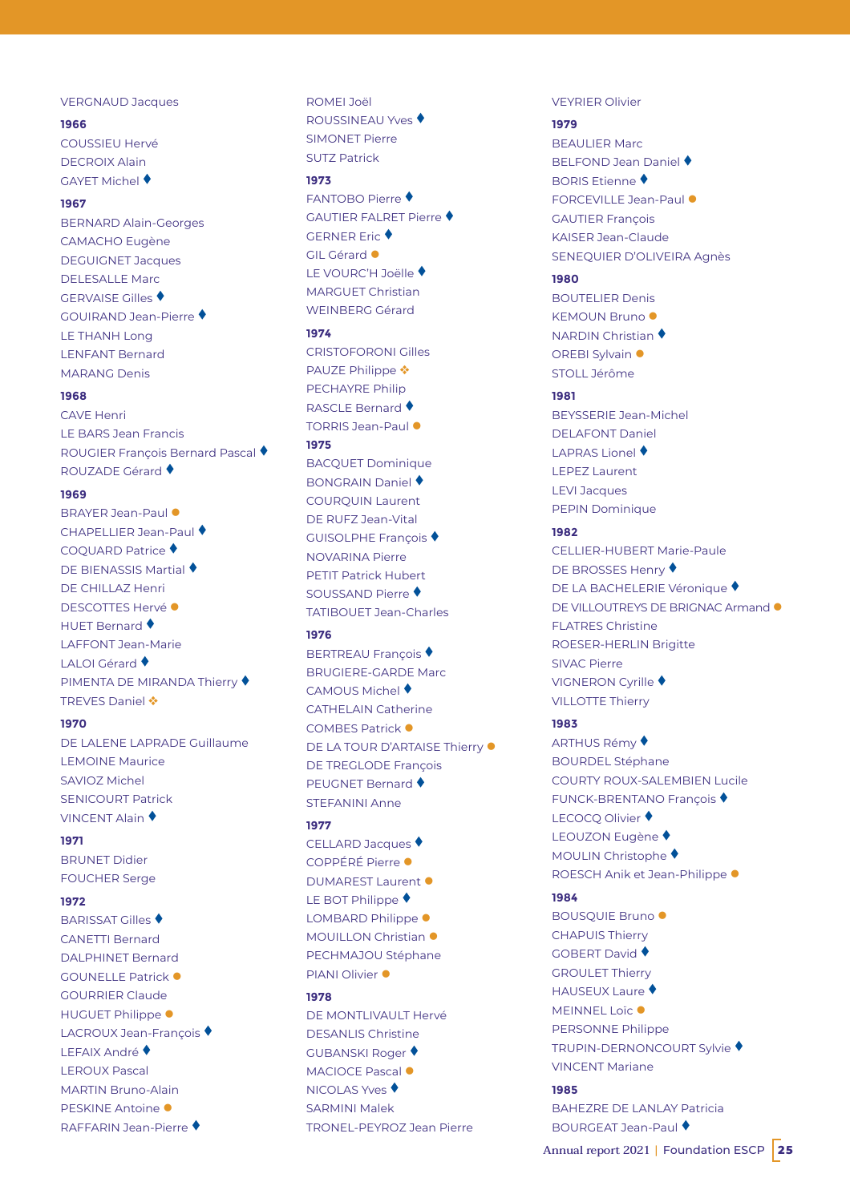VERGNAUD Jacques

**1966**

COUSSIEU Hervé
DECROIX Alain
GAYET Michel ♦

**1967**

BERNARD Alain-Georges
CAMACHO Eugène
DEGUIGNET Jacques
DELESALLE Marc
GERVAISE Gilles ♦
GOUIRAND Jean-Pierre ♦
LE THANH Long
LENFANT Bernard
MARANG Denis

**1968**

CAVE Henri
LE BARS Jean Francis
ROUGIER François Bernard Pascal ♦
ROUZADE Gérard ♦

**1969**

BRAYER Jean-Paul ●
CHAPELLIER Jean-Paul ♦
COQUARD Patrice ♦
DE BIENASSIS Martial ♦
DE CHILLAZ Henri
DESCOTTES Hervé ●
HUET Bernard ♦
LAFFONT Jean-Marie
LALOI Gérard ♦
PIMENTA DE MIRANDA Thierry ♦
TREVES Daniel ❖

**1970**

DE LALENE LAPRADE Guillaume
LEMOINE Maurice
SAVIOZ Michel
SENICOURT Patrick
VINCENT Alain ♦

**1971**

BRUNET Didier
FOUCHER Serge

**1972**

BARISSAT Gilles ♦
CANETTI Bernard
DALPHINET Bernard
GOUNELLE Patrick ●
GOURRIER Claude
HUGUET Philippe ●
LACROUX Jean-François ♦
LEFAIX André ♦
LEROUX Pascal
MARTIN Bruno-Alain
PESKINE Antoine ●
RAFFARIN Jean-Pierre ♦
ROMEI Joël
ROUSSINEAU Yves ♦
SIMONET Pierre
SUTZ Patrick

**1973**

FANTOBO Pierre ♦
GAUTIER FALRET Pierre ♦
GERNER Eric ♦
GIL Gérard ●
LE VOURC'H Joëlle ♦
MARGUET Christian
WEINBERG Gérard

**1974**

CRISTOFORONI Gilles
PAUZE Philippe ❖
PECHAYRE Philip
RASCLE Bernard ♦
TORRIS Jean-Paul ●

**1975**

BACQUET Dominique
BONGRAIN Daniel ♦
COURQUIN Laurent
DE RUFZ Jean-Vital
GUISOLPHE François ♦
NOVARINA Pierre
PETIT Patrick Hubert
SOUSSAND Pierre ♦
TATIBOUET Jean-Charles

**1976**

BERTREAU François ♦
BRUGIERE-GARDE Marc
CAMOUS Michel ♦
CATHELAIN Catherine
COMBES Patrick ●
DE LA TOUR D'ARTAISE Thierry ●
DE TREGLODE François
PEUGNET Bernard ♦
STEFANINI Anne

**1977**

CELLARD Jacques ♦
COPPÉRÉ Pierre ●
DUMAREST Laurent ●
LE BOT Philippe ♦
LOMBARD Philippe ●
MOUILLON Christian ●
PECHMAJOU Stéphane
PIANI Olivier ●

**1978**

DE MONTLIVAULT Hervé
DESANLIS Christine
GUBANSKI Roger ♦
MACIOCE Pascal ●
NICOLAS Yves ♦
SARMINI Malek
TRONEL-PEYROZ Jean Pierre
VEYRIER Olivier

**1979**

BEAULIER Marc
BELFOND Jean Daniel ♦
BORIS Etienne ♦
FORCEVILLE Jean-Paul ●
GAUTIER François
KAISER Jean-Claude
SENEQUIER D'OLIVEIRA Agnès

**1980**

BOUTELIER Denis
KEMOUN Bruno ●
NARDIN Christian ♦
OREBI Sylvain ●
STOLL Jérôme

**1981**

BEYSSERIE Jean-Michel
DELAFONT Daniel
LAPRAS Lionel ♦
LEPEZ Laurent
LEVI Jacques
PEPIN Dominique

**1982**

CELLIER-HUBERT Marie-Paule
DE BROSSES Henry ♦
DE LA BACHELERIE Véronique ♦
DE VILLOUTREYS DE BRIGNAC Armand ●
FLATRES Christine
ROESER-HERLIN Brigitte
SIVAC Pierre
VIGNERON Cyrille ♦
VILLOTTE Thierry

**1983**

ARTHUS Rémy ♦
BOURDEL Stéphane
COURTY ROUX-SALEMBIEN Lucile
FUNCK-BRENTANO François ♦
LECOCQ Olivier ♦
LEOUZON Eugène ♦
MOULIN Christophe ♦
ROESCH Anik et Jean-Philippe ●

**1984**

BOUSQUIE Bruno ●
CHAPUIS Thierry
GOBERT David ♦
GROULET Thierry
HAUSEUX Laure ♦
MEINNEL Loïc ●
PERSONNE Philippe
TRUPIN-DERNONCOURT Sylvie ♦
VINCENT Mariane

**1985**

BAHEZRE DE LANLAY Patricia
BOURGEAT Jean-Paul ♦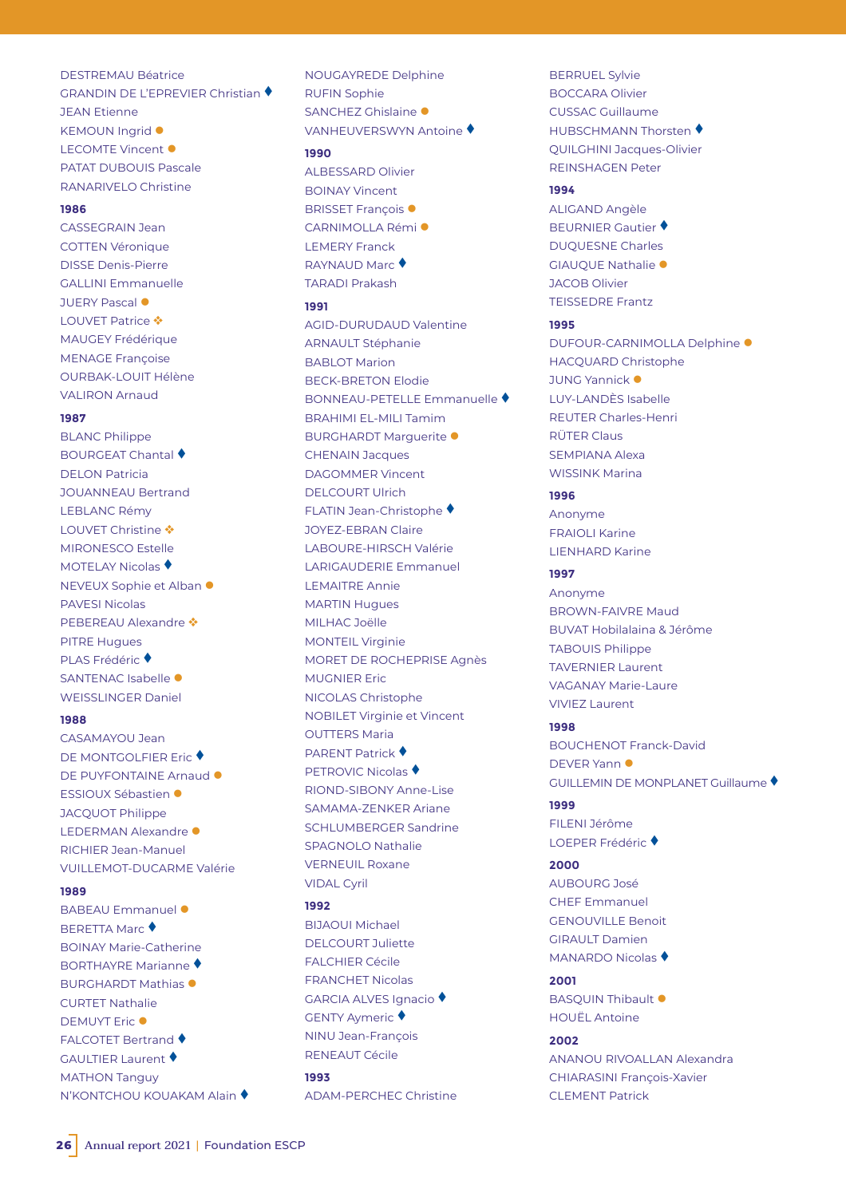DESTREMAU Béatrice
GRANDIN DE L'EPREVIER Christian ♦
JEAN Etienne
KEMOUN Ingrid ●
LECOMTE Vincent ●
PATAT DUBOUIS Pascale
RANARIVELO Christine

**1986**

CASSEGRAIN Jean
COTTEN Véronique
DISSE Denis-Pierre
GALLINI Emmanuelle
JUERY Pascal ●
LOUVET Patrice ❖
MAUGEY Frédérique
MENAGE Françoise
OURBAK-LOUIT Hélène
VALIRON Arnaud

**1987**

BLANC Philippe
BOURGEAT Chantal ♦
DELON Patricia
JOUANNEAU Bertrand
LEBLANC Rémy
LOUVET Christine ❖
MIRONESCO Estelle
MOTELAY Nicolas ♦
NEVEUX Sophie et Alban ●
PAVESI Nicolas
PEBEREAU Alexandre ❖
PITRE Hugues
PLAS Frédéric ♦
SANTENAC Isabelle ●
WEISSLINGER Daniel

**1988**

CASAMAYOU Jean
DE MONTGOLFIER Eric ♦
DE PUYFONTAINE Arnaud ●
ESSIOUX Sébastien ●
JACQUOT Philippe
LEDERMAN Alexandre ●
RICHIER Jean-Manuel
VUILLEMOT-DUCARME Valérie

**1989**

BABEAU Emmanuel ●
BERETTA Marc ♦
BOINAY Marie-Catherine
BORTHAYRE Marianne ♦
BURGHARDT Mathias ●
CURTET Nathalie
DEMUYT Eric ●
FALCOTET Bertrand ♦
GAULTIER Laurent ♦
MATHON Tanguy
N'KONTCHOU KOUAKAM Alain ♦
NOUGAYREDE Delphine
RUFIN Sophie
SANCHEZ Ghislaine ●
VANHEUVERSWYN Antoine ♦

**1990**

ALBESSARD Olivier
BOINAY Vincent
BRISSET François ●
CARNIMOLLA Rémi ●
LEMERY Franck
RAYNAUD Marc ♦
TARADI Prakash

**1991**

AGID-DURUDAUD Valentine
ARNAULT Stéphanie
BABLOT Marion
BECK-BRETON Elodie
BONNEAU-PETELLE Emmanuelle ♦
BRAHIMI EL-MILI Tamim
BURGHARDT Marguerite ●
CHENAIN Jacques
DAGOMMER Vincent
DELCOURT Ulrich
FLATIN Jean-Christophe ♦
JOYEZ-EBRAN Claire
LABOURE-HIRSCH Valérie
LARIGAUDERIE Emmanuel
LEMAITRE Annie
MARTIN Hugues
MILHAC Joëlle
MONTEIL Virginie
MORET DE ROCHEPRISE Agnès
MUGNIER Eric
NICOLAS Christophe
NOBILET Virginie et Vincent
OUTTERS Maria
PARENT Patrick ♦
PETROVIC Nicolas ♦
RIOND-SIBONY Anne-Lise
SAMAMA-ZENKER Ariane
SCHLUMBERGER Sandrine
SPAGNOLO Nathalie
VERNEUIL Roxane
VIDAL Cyril

**1992**

BIJAOUI Michael
DELCOURT Juliette
FALCHIER Cécile
FRANCHET Nicolas
GARCIA ALVES Ignacio ♦
GENTY Aymeric ♦
NINU Jean-François
RENEAUT Cécile

**1993**

ADAM-PERCHEC Christine
BERRUEL Sylvie
BOCCARA Olivier
CUSSAC Guillaume
HUBSCHMANN Thorsten ♦
QUILGHINI Jacques-Olivier
REINSHAGEN Peter

**1994**

ALIGAND Angèle
BEURNIER Gautier ♦
DUQUESNE Charles
GIAUQUE Nathalie ●
JACOB Olivier
TEISSEDRE Frantz

**1995**

DUFOUR-CARNIMOLLA Delphine ●
HACQUARD Christophe
JUNG Yannick ●
LUY-LANDÈS Isabelle
REUTER Charles-Henri
RÜTER Claus
SEMPIANA Alexa
WISSINK Marina

**1996**

Anonyme
FRAIOLI Karine
LIENHARD Karine

**1997**

Anonyme
BROWN-FAIVRE Maud
BUVAT Hobilalaina & Jérôme
TABOUIS Philippe
TAVERNIER Laurent
VAGANAY Marie-Laure
VIVIEZ Laurent

**1998**

BOUCHENOT Franck-David
DEVER Yann ●
GUILLEMIN DE MONPLANET Guillaume ♦

**1999**

FILENI Jérôme
LOEPER Frédéric ♦

**2000**

AUBOURG José
CHEF Emmanuel
GENOUVILLE Benoit
GIRAULT Damien
MANARDO Nicolas ♦

**2001**

BASQUIN Thibault ●
HOUËL Antoine

**2002**

ANANOU RIVOALLAN Alexandra
CHIARASINI François-Xavier
CLEMENT Patrick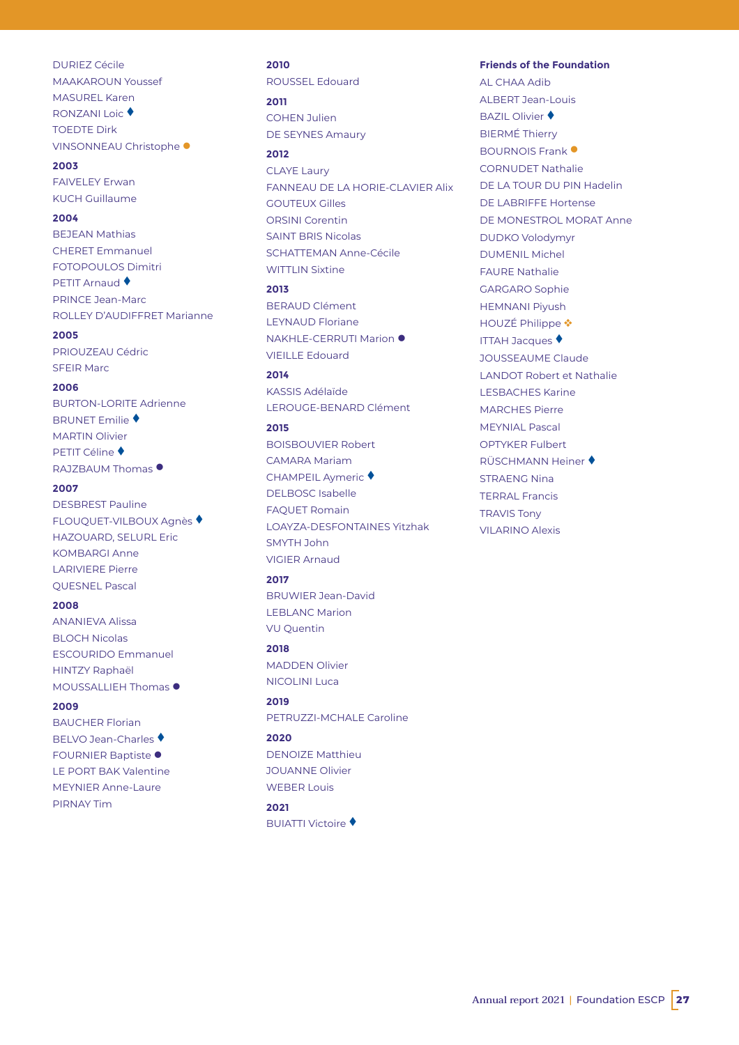DURIEZ Cécile
MAAKAROUN Youssef
MASUREL Karen
RONZANI Loic ♦
TOEDTE Dirk
VINSONNEAU Christophe ●

**2003**

FAIVELEY Erwan
KUCH Guillaume

**2004**

BEJEAN Mathias
CHERET Emmanuel
FOTOPOULOS Dimitri
PETIT Arnaud ♦
PRINCE Jean-Marc
ROLLEY D'AUDIFFRET Marianne

**2005**

PRIOUZEAU Cédric
SFEIR Marc

**2006**

BURTON-LORITE Adrienne
BRUNET Emilie ♦
MARTIN Olivier
PETIT Céline ♦
RAJZBAUM Thomas ●

**2007**

DESBREST Pauline
FLOUQUET-VILBOUX Agnès ♦
HAZOUARD, SELURL Eric
KOMBARGI Anne
LARIVIERE Pierre
QUESNEL Pascal

**2008**

ANANIEVA Alissa
BLOCH Nicolas
ESCOURIDO Emmanuel
HINTZY Raphaël
MOUSSALLIEH Thomas ●

**2009**

BAUCHER Florian
BELVO Jean-Charles ♦
FOURNIER Baptiste ●
LE PORT BAK Valentine
MEYNIER Anne-Laure
PIRNAY Tim

**2010**

ROUSSEL Edouard

**2011**

COHEN Julien
DE SEYNES Amaury

**2012**

CLAYE Laury
FANNEAU DE LA HORIE-CLAVIER Alix
GOUTEUX Gilles
ORSINI Corentin
SAINT BRIS Nicolas
SCHATTEMAN Anne-Cécile
WITTLIN Sixtine

**2013**

BERAUD Clément
LEYNAUD Floriane
NAKHLE-CERRUTI Marion ●
VIEILLE Edouard

**2014**

KASSIS Adélaïde
LEROUGE-BENARD Clément

**2015**

BOISBOUVIER Robert
CAMARA Mariam
CHAMPEIL Aymeric ♦
DELBOSC Isabelle
FAQUET Romain
LOAYZA-DESFONTAINES Yitzhak
SMYTH John
VIGIER Arnaud

**2017**

BRUWIER Jean-David
LEBLANC Marion
VU Quentin

**2018**

MADDEN Olivier
NICOLINI Luca

**2019**

PETRUZZI-MCHALE Caroline

**2020**

DENOIZE Matthieu
JOUANNE Olivier
WEBER Louis

**2021**

BUIATTI Victoire ♦

**Friends of the Foundation**

AL CHAA Adib
ALBERT Jean-Louis
BAZIL Olivier ♦
BIERMÉ Thierry
BOURNOIS Frank ●
CORNUDET Nathalie
DE LA TOUR DU PIN Hadelin
DE LABRIFFE Hortense
DE MONESTROL MORAT Anne
DUDKO Volodymyr
DUMENIL Michel
FAURE Nathalie
GARGARO Sophie
HEMNANI Piyush
HOUZÉ Philippe ❖
ITTAH Jacques ♦
JOUSSEAUME Claude
LANDOT Robert et Nathalie
LESBACHES Karine
MARCHES Pierre
MEYNIAL Pascal
OPTYKER Fulbert
RÜSCHMANN Heiner ♦
STRAENG Nina
TERRAL Francis
TRAVIS Tony
VILARINO Alexis